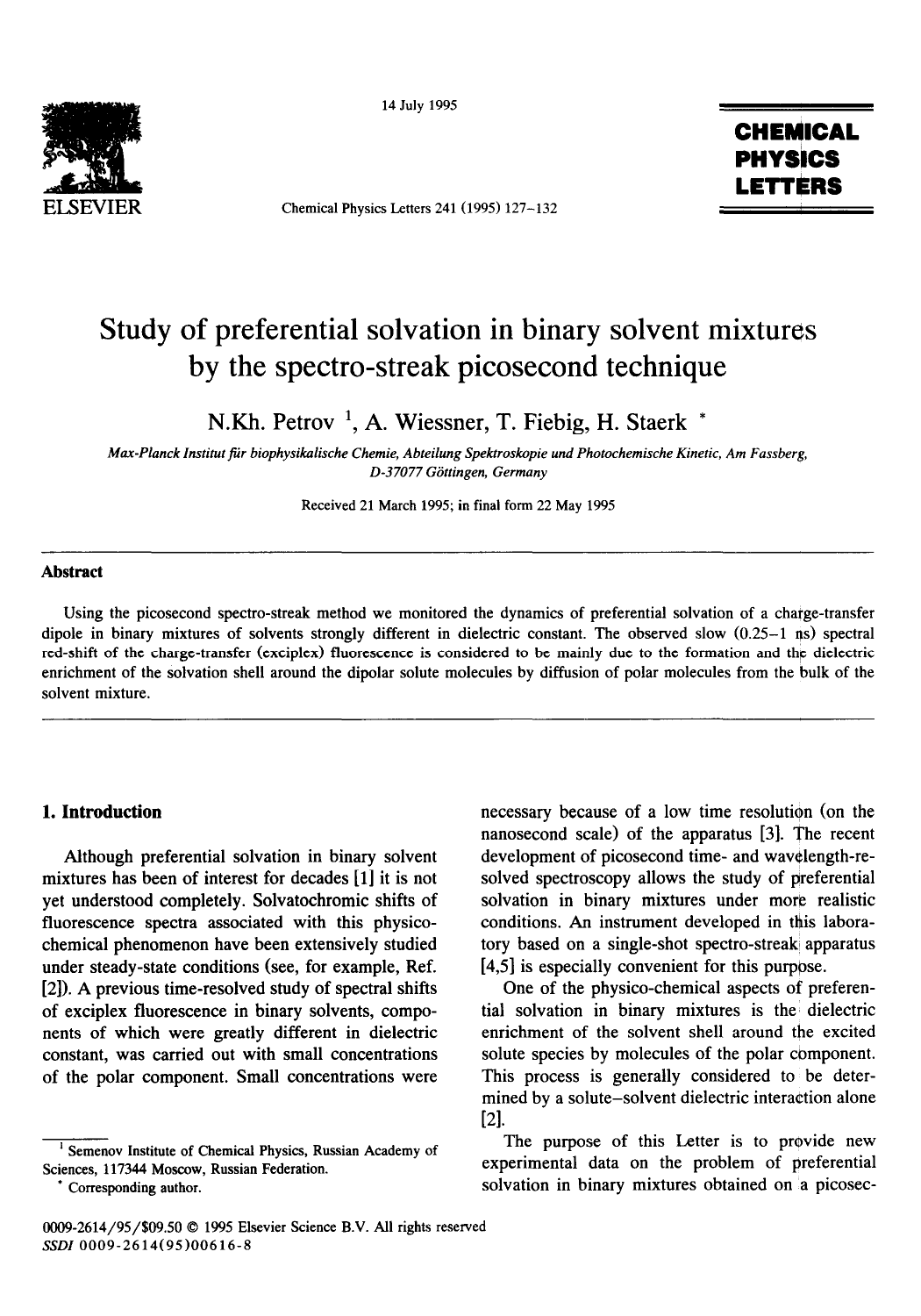# Study of preferential solvation in binary solvent mixtures by the spectro-streak picosecond technique

N.Kh. Petrov [1], A. Wiessner, T. Fiebig, H. Staerk *

*Max-Planck Institut für biophysikalische Chemie, Abteilung Spektroskopie und Photochemische Kinetic, Am Fassberg, D-37077 Göttingen, Germany*

Received 21 March 1995; in final form 22 May 1995

## Abstract

Using the picosecond spectro-streak method we monitored the dynamics of preferential solvation of a charge-transfer dipole in binary mixtures of solvents strongly different in dielectric constant. The observed slow (0.25–1 ns) spectral red-shift of the charge-transfer (exciplex) fluorescence is considered to be mainly due to the formation and the dielectric enrichment of the solvation shell around the dipolar solute molecules by diffusion of polar molecules from the bulk of the solvent mixture.

## 1. Introduction

Although preferential solvation in binary solvent mixtures has been of interest for decades [1] it is not yet understood completely. Solvatochromic shifts of fluorescence spectra associated with this physico-chemical phenomenon have been extensively studied under steady-state conditions (see, for example, Ref. [2]). A previous time-resolved study of spectral shifts of exciplex fluorescence in binary solvents, components of which were greatly different in dielectric constant, was carried out with small concentrations of the polar component. Small concentrations were necessary because of a low time resolution (on the nanosecond scale) of the apparatus [3]. The recent development of picosecond time- and wavelength-resolved spectroscopy allows the study of preferential solvation in binary mixtures under more realistic conditions. An instrument developed in this laboratory based on a single-shot spectro-streak apparatus [4,5] is especially convenient for this purpose.

One of the physico-chemical aspects of preferential solvation in binary mixtures is the dielectric enrichment of the solvent shell around the excited solute species by molecules of the polar component. This process is generally considered to be determined by a solute–solvent dielectric interaction alone [2].

The purpose of this Letter is to provide new experimental data on the problem of preferential solvation in binary mixtures obtained on a picosec-

[1] Semenov Institute of Chemical Physics, Russian Academy of Sciences, 117344 Moscow, Russian Federation.

* Corresponding author.

0009-2614/95/$09.50 © 1995 Elsevier Science B.V. All rights reserved
SSDI 0009-2614(95)00616-8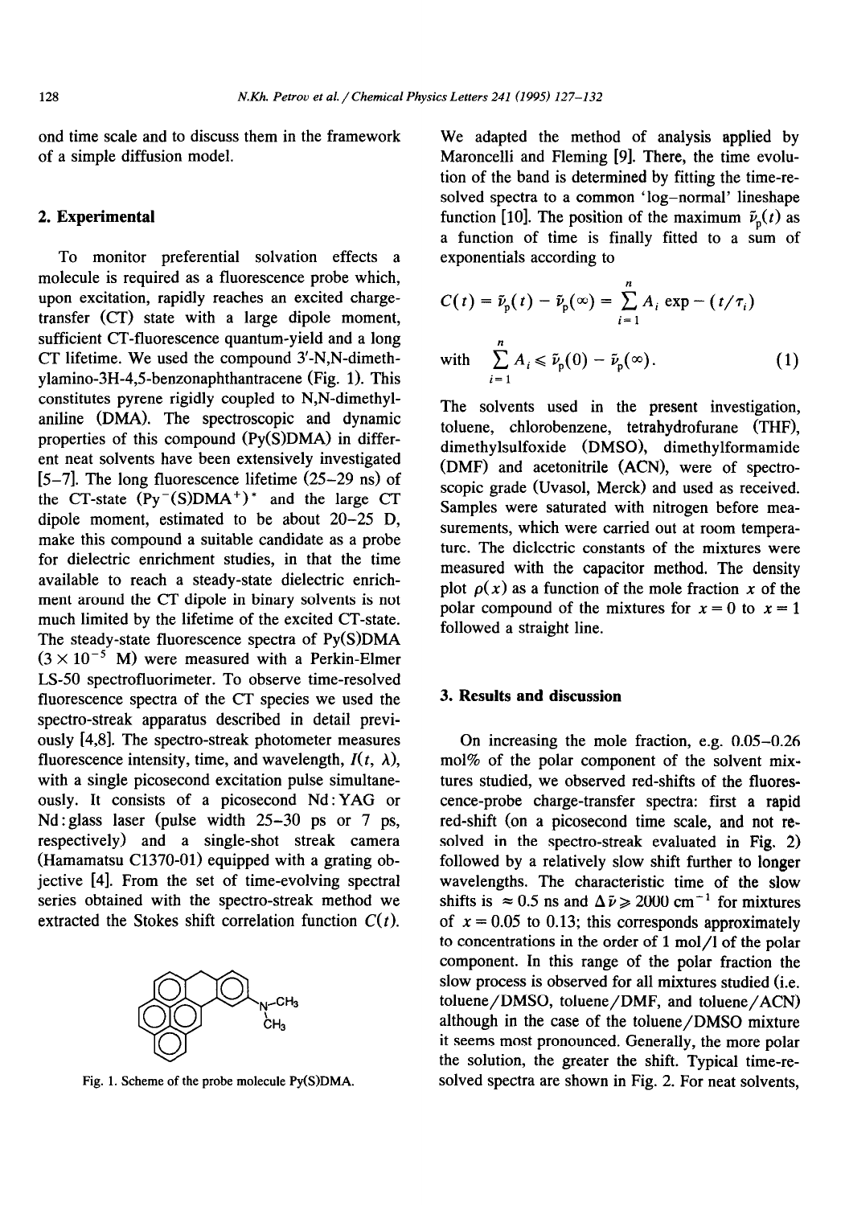ond time scale and to discuss them in the framework of a simple diffusion model.

## 2. Experimental

To monitor preferential solvation effects a molecule is required as a fluorescence probe which, upon excitation, rapidly reaches an excited charge-transfer (CT) state with a large dipole moment, sufficient CT-fluorescence quantum-yield and a long CT lifetime. We used the compound 3'-N,N-dimethylamino-3H-4,5-benzonaphthantracene (Fig. 1). This constitutes pyrene rigidly coupled to N,N-dimethylaniline (DMA). The spectroscopic and dynamic properties of this compound (Py(S)DMA) in different neat solvents have been extensively investigated [5–7]. The long fluorescence lifetime (25–29 ns) of the CT-state $(Py^{-}(S)DMA^{+})^{*}$ and the large CT dipole moment, estimated to be about 20–25 D, make this compound a suitable candidate as a probe for dielectric enrichment studies, in that the time available to reach a steady-state dielectric enrichment around the CT dipole in binary solvents is not much limited by the lifetime of the excited CT-state. The steady-state fluorescence spectra of Py(S)DMA ($3 \times 10^{-5}$ M) were measured with a Perkin-Elmer LS-50 spectrofluorimeter. To observe time-resolved fluorescence spectra of the CT species we used the spectro-streak apparatus described in detail previously [4,8]. The spectro-streak photometer measures fluorescence intensity, time, and wavelength, $I(t, \lambda)$, with a single picosecond excitation pulse simultaneously. It consists of a picosecond Nd:YAG or Nd:glass laser (pulse width 25–30 ps or 7 ps, respectively) and a single-shot streak camera (Hamamatsu C1370-01) equipped with a grating objective [4]. From the set of time-evolving spectral series obtained with the spectro-streak method we extracted the Stokes shift correlation function $C(t)$.

Fig. 1. Scheme of the probe molecule Py(S)DMA.

We adapted the method of analysis applied by Maroncelli and Fleming [9]. There, the time evolution of the band is determined by fitting the time-resolved spectra to a common 'log–normal' lineshape function [10]. The position of the maximum $\tilde{\nu}_p(t)$ as a function of time is finally fitted to a sum of exponentials according to

$$C(t) = \tilde{\nu}_p(t) - \tilde{\nu}_p(\infty) = \sum_{i=1}^{n} A_i \exp - (t/\tau_i)$$

$$\text{with} \quad \sum_{i=1}^{n} A_i \leqslant \tilde{\nu}_p(0) - \tilde{\nu}_p(\infty). \tag{1}$$

The solvents used in the present investigation, toluene, chlorobenzene, tetrahydrofurane (THF), dimethylsulfoxide (DMSO), dimethylformamide (DMF) and acetonitrile (ACN), were of spectroscopic grade (Uvasol, Merck) and used as received. Samples were saturated with nitrogen before measurements, which were carried out at room temperature. The dielectric constants of the mixtures were measured with the capacitor method. The density plot $\rho(x)$ as a function of the mole fraction $x$ of the polar compound of the mixtures for $x = 0$ to $x = 1$ followed a straight line.

## 3. Results and discussion

On increasing the mole fraction, e.g. 0.05–0.26 mol% of the polar component of the solvent mixtures studied, we observed red-shifts of the fluorescence-probe charge-transfer spectra: first a rapid red-shift (on a picosecond time scale, and not resolved in the spectro-streak evaluated in Fig. 2) followed by a relatively slow shift further to longer wavelengths. The characteristic time of the slow shifts is $\approx 0.5$ ns and $\Delta\tilde{\nu} \geqslant 2000$ cm$^{-1}$ for mixtures of $x = 0.05$ to 0.13; this corresponds approximately to concentrations in the order of 1 mol/l of the polar component. In this range of the polar fraction the slow process is observed for all mixtures studied (i.e. toluene/DMSO, toluene/DMF, and toluene/ACN) although in the case of the toluene/DMSO mixture it seems most pronounced. Generally, the more polar the solution, the greater the shift. Typical time-resolved spectra are shown in Fig. 2. For neat solvents,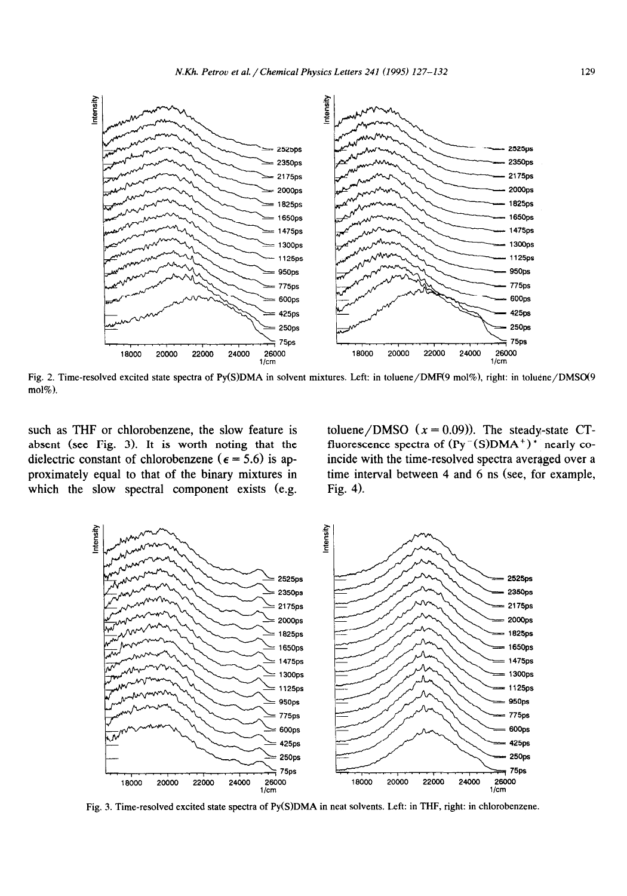Fig. 2. Time-resolved excited state spectra of Py(S)DMA in solvent mixtures. Left: in toluene/DMF(9 mol%), right: in toluene/DMSO(9 mol%).

such as THF or chlorobenzene, the slow feature is absent (see Fig. 3). It is worth noting that the dielectric constant of chlorobenzene ($\epsilon = 5.6$) is approximately equal to that of the binary mixtures in which the slow spectral component exists (e.g. toluene/DMSO ($x = 0.09$)). The steady-state CT-fluorescence spectra of $(Py^{-}(S)DMA^{+})^{*}$ nearly coincide with the time-resolved spectra averaged over a time interval between 4 and 6 ns (see, for example, Fig. 4).

Fig. 3. Time-resolved excited state spectra of Py(S)DMA in neat solvents. Left: in THF, right: in chlorobenzene.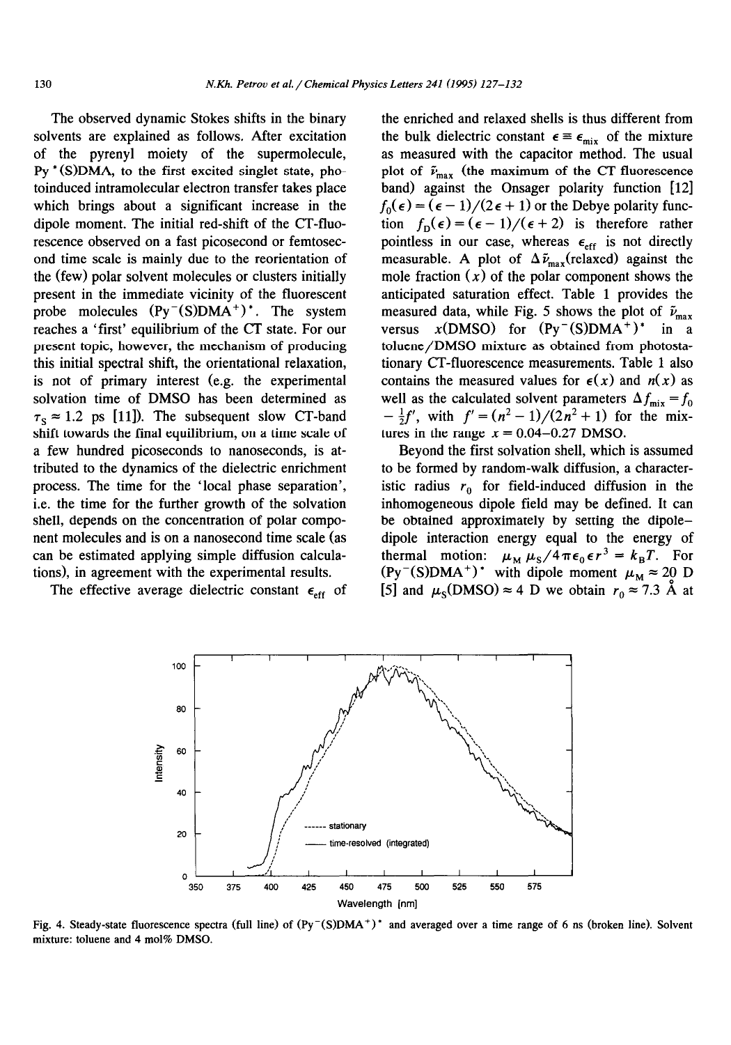The observed dynamic Stokes shifts in the binary solvents are explained as follows. After excitation of the pyrenyl moiety of the supermolecule, $Py^*(S)DMA$, to the first excited singlet state, photoinduced intramolecular electron transfer takes place which brings about a significant increase in the dipole moment. The initial red-shift of the CT-fluorescence observed on a fast picosecond or femtosecond time scale is mainly due to the reorientation of the (few) polar solvent molecules or clusters initially present in the immediate vicinity of the fluorescent probe molecules $(Py^-(S)DMA^+)^*$. The system reaches a 'first' equilibrium of the CT state. For our present topic, however, the mechanism of producing this initial spectral shift, the orientational relaxation, is not of primary interest (e.g. the experimental solvation time of DMSO has been determined as $\tau_S \approx 1.2$ ps [11]). The subsequent slow CT-band shift towards the final equilibrium, on a time scale of a few hundred picoseconds to nanoseconds, is attributed to the dynamics of the dielectric enrichment process. The time for the 'local phase separation', i.e. the time for the further growth of the solvation shell, depends on the concentration of polar component molecules and is on a nanosecond time scale (as can be estimated applying simple diffusion calculations), in agreement with the experimental results.

The effective average dielectric constant $\epsilon_{eff}$ of the enriched and relaxed shells is thus different from the bulk dielectric constant $\epsilon \equiv \epsilon_{mix}$ of the mixture as measured with the capacitor method. The usual plot of $\tilde{\nu}_{max}$ (the maximum of the CT fluorescence band) against the Onsager polarity function [12] $f_0(\epsilon) = (\epsilon - 1)/(2\epsilon + 1)$ or the Debye polarity function $f_D(\epsilon) = (\epsilon - 1)/(\epsilon + 2)$ is therefore rather pointless in our case, whereas $\epsilon_{eff}$ is not directly measurable. A plot of $\Delta\tilde{\nu}_{max}$(relaxed) against the mole fraction $(x)$ of the polar component shows the anticipated saturation effect. Table 1 provides the measured data, while Fig. 5 shows the plot of $\tilde{\nu}_{max}$ versus $x$(DMSO) for $(Py^-(S)DMA^+)^*$ in a toluene/DMSO mixture as obtained from photostationary CT-fluorescence measurements. Table 1 also contains the measured values for $\epsilon(x)$ and $n(x)$ as well as the calculated solvent parameters $\Delta f_{mix} = f_0 - \frac{1}{2}f'$, with $f' = (n^2 - 1)/(2n^2 + 1)$ for the mixtures in the range $x = 0.04$–$0.27$ DMSO.

Beyond the first solvation shell, which is assumed to be formed by random-walk diffusion, a characteristic radius $r_0$ for field-induced diffusion in the inhomogeneous dipole field may be defined. It can be obtained approximately by setting the dipole–dipole interaction energy equal to the energy of thermal motion: $\mu_M \mu_S / 4\pi\epsilon_0 \epsilon r^3 = k_B T$. For $(Py^-(S)DMA^+)^*$ with dipole moment $\mu_M \approx 20$ D [5] and $\mu_S(\text{DMSO}) \approx 4$ D we obtain $r_0 \approx 7.3$ Å at

Fig. 4. Steady-state fluorescence spectra (full line) of $(Py^-(S)DMA^+)^*$ and averaged over a time range of 6 ns (broken line). Solvent mixture: toluene and 4 mol% DMSO.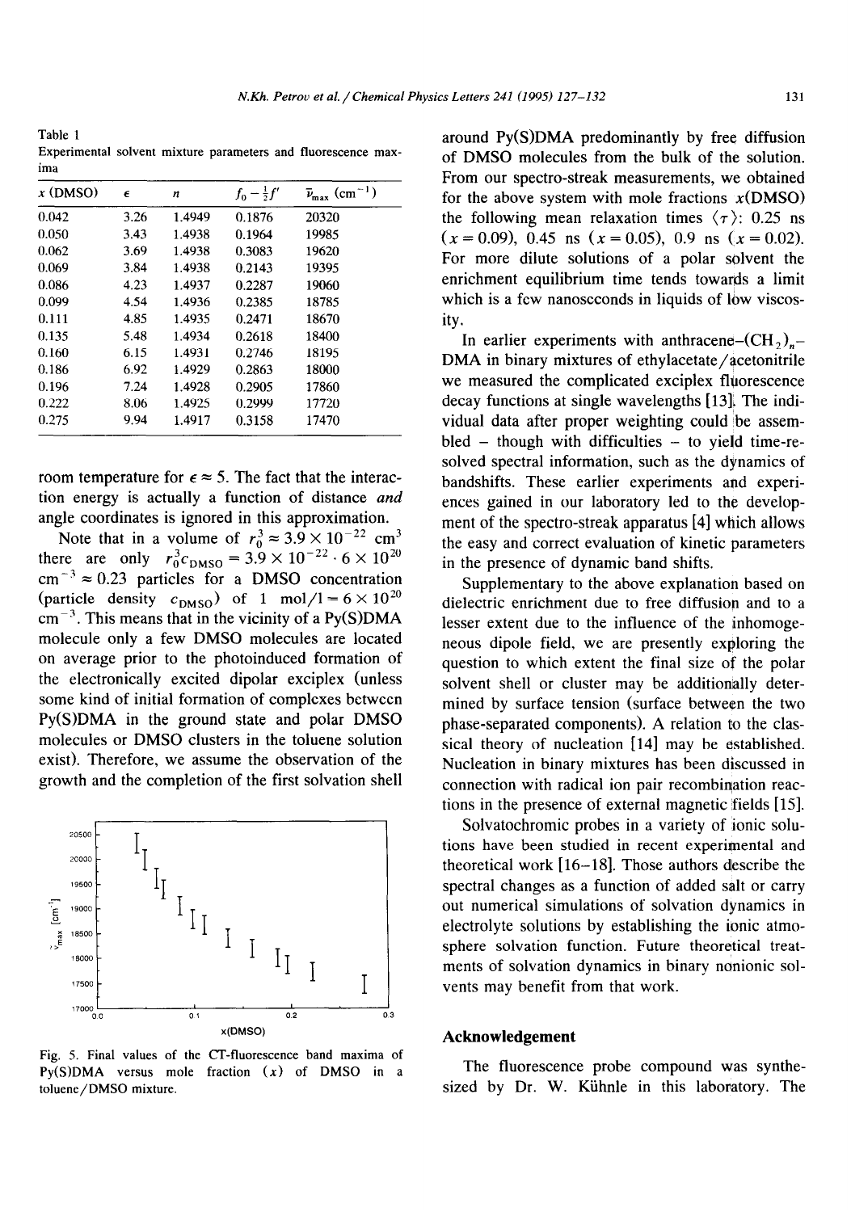Table 1
Experimental solvent mixture parameters and fluorescence maxima

| $x$ (DMSO) | $\epsilon$ | $n$ | $f_0 - \frac{1}{2}f'$ | $\tilde{\nu}_{max}$ (cm$^{-1}$) |
|---|---|---|---|---|
| 0.042 | 3.26 | 1.4949 | 0.1876 | 20320 |
| 0.050 | 3.43 | 1.4938 | 0.1964 | 19985 |
| 0.062 | 3.69 | 1.4938 | 0.3083 | 19620 |
| 0.069 | 3.84 | 1.4938 | 0.2143 | 19395 |
| 0.086 | 4.23 | 1.4937 | 0.2287 | 19060 |
| 0.099 | 4.54 | 1.4936 | 0.2385 | 18785 |
| 0.111 | 4.85 | 1.4935 | 0.2471 | 18670 |
| 0.135 | 5.48 | 1.4934 | 0.2618 | 18400 |
| 0.160 | 6.15 | 1.4931 | 0.2746 | 18195 |
| 0.186 | 6.92 | 1.4929 | 0.2863 | 18000 |
| 0.196 | 7.24 | 1.4928 | 0.2905 | 17860 |
| 0.222 | 8.06 | 1.4925 | 0.2999 | 17720 |
| 0.275 | 9.94 | 1.4917 | 0.3158 | 17470 |

room temperature for $\epsilon \approx 5$. The fact that the interaction energy is actually a function of distance *and* angle coordinates is ignored in this approximation.

Note that in a volume of $r_0^3 \approx 3.9 \times 10^{-22}$ cm$^3$ there are only $r_0^3 c_{DMSO} = 3.9 \times 10^{-22} \cdot 6 \times 10^{20}$ cm$^{-3} \approx 0.23$ particles for a DMSO concentration (particle density $c_{DMSO}$) of 1 mol/l $= 6 \times 10^{20}$ cm$^{-3}$. This means that in the vicinity of a Py(S)DMA molecule only a few DMSO molecules are located on average prior to the photoinduced formation of the electronically excited dipolar exciplex (unless some kind of initial formation of complexes between Py(S)DMA in the ground state and polar DMSO molecules or DMSO clusters in the toluene solution exist). Therefore, we assume the observation of the growth and the completion of the first solvation shell around Py(S)DMA predominantly by free diffusion of DMSO molecules from the bulk of the solution. From our spectro-streak measurements, we obtained for the above system with mole fractions $x$(DMSO) the following mean relaxation times $\langle\tau\rangle$: 0.25 ns ($x = 0.09$), 0.45 ns ($x = 0.05$), 0.9 ns ($x = 0.02$). For more dilute solutions of a polar solvent the enrichment equilibrium time tends towards a limit which is a few nanoseconds in liquids of low viscosity.

Fig. 5. Final values of the CT-fluorescence band maxima of Py(S)DMA versus mole fraction ($x$) of DMSO in a toluene/DMSO mixture.

In earlier experiments with anthracene–$(CH_2)_n$–DMA in binary mixtures of ethylacetate/acetonitrile we measured the complicated exciplex fluorescence decay functions at single wavelengths [13]. The individual data after proper weighting could be assembled – though with difficulties – to yield time-resolved spectral information, such as the dynamics of bandshifts. These earlier experiments and experiences gained in our laboratory led to the development of the spectro-streak apparatus [4] which allows the easy and correct evaluation of kinetic parameters in the presence of dynamic band shifts.

Supplementary to the above explanation based on dielectric enrichment due to free diffusion and to a lesser extent due to the influence of the inhomogeneous dipole field, we are presently exploring the question to which extent the final size of the polar solvent shell or cluster may be additionally determined by surface tension (surface between the two phase-separated components). A relation to the classical theory of nucleation [14] may be established. Nucleation in binary mixtures has been discussed in connection with radical ion pair recombination reactions in the presence of external magnetic fields [15].

Solvatochromic probes in a variety of ionic solutions have been studied in recent experimental and theoretical work [16–18]. Those authors describe the spectral changes as a function of added salt or carry out numerical simulations of solvation dynamics in electrolyte solutions by establishing the ionic atmosphere solvation function. Future theoretical treatments of solvation dynamics in binary nonionic solvents may benefit from that work.

## Acknowledgement

The fluorescence probe compound was synthesized by Dr. W. Kühnle in this laboratory. The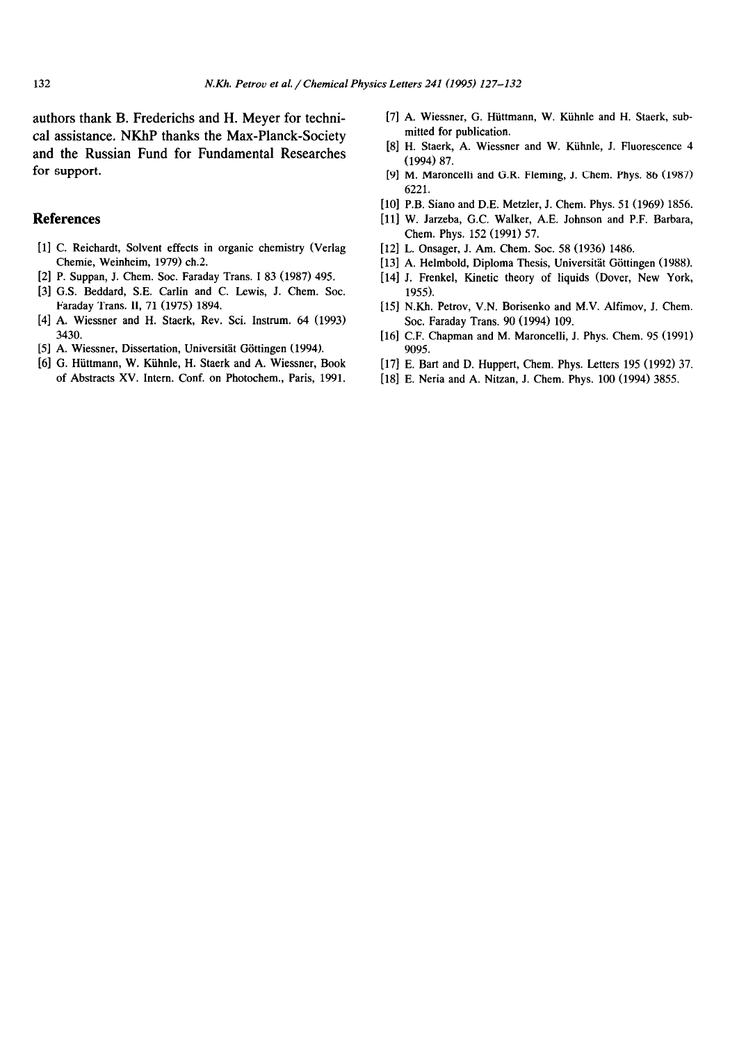authors thank B. Frederichs and H. Meyer for technical assistance. NKhP thanks the Max-Planck-Society and the Russian Fund for Fundamental Researches for support.

## References

[1] C. Reichardt, Solvent effects in organic chemistry (Verlag Chemie, Weinheim, 1979) ch.2.
[2] P. Suppan, J. Chem. Soc. Faraday Trans. I 83 (1987) 495.
[3] G.S. Beddard, S.E. Carlin and C. Lewis, J. Chem. Soc. Faraday Trans. II, 71 (1975) 1894.
[4] A. Wiessner and H. Staerk, Rev. Sci. Instrum. 64 (1993) 3430.
[5] A. Wiessner, Dissertation, Universität Göttingen (1994).
[6] G. Hüttmann, W. Kühnle, H. Staerk and A. Wiessner, Book of Abstracts XV. Intern. Conf. on Photochem., Paris, 1991.
[7] A. Wiessner, G. Hüttmann, W. Kühnle and H. Staerk, submitted for publication.
[8] H. Staerk, A. Wiessner and W. Kühnle, J. Fluorescence 4 (1994) 87.
[9] M. Maroncelli and G.R. Fleming, J. Chem. Phys. 86 (1987) 6221.
[10] P.B. Siano and D.E. Metzler, J. Chem. Phys. 51 (1969) 1856.
[11] W. Jarzeba, G.C. Walker, A.E. Johnson and P.F. Barbara, Chem. Phys. 152 (1991) 57.
[12] L. Onsager, J. Am. Chem. Soc. 58 (1936) 1486.
[13] A. Helmbold, Diploma Thesis, Universität Göttingen (1988).
[14] J. Frenkel, Kinetic theory of liquids (Dover, New York, 1955).
[15] N.Kh. Petrov, V.N. Borisenko and M.V. Alfimov, J. Chem. Soc. Faraday Trans. 90 (1994) 109.
[16] C.F. Chapman and M. Maroncelli, J. Phys. Chem. 95 (1991) 9095.
[17] E. Bart and D. Huppert, Chem. Phys. Letters 195 (1992) 37.
[18] E. Neria and A. Nitzan, J. Chem. Phys. 100 (1994) 3855.